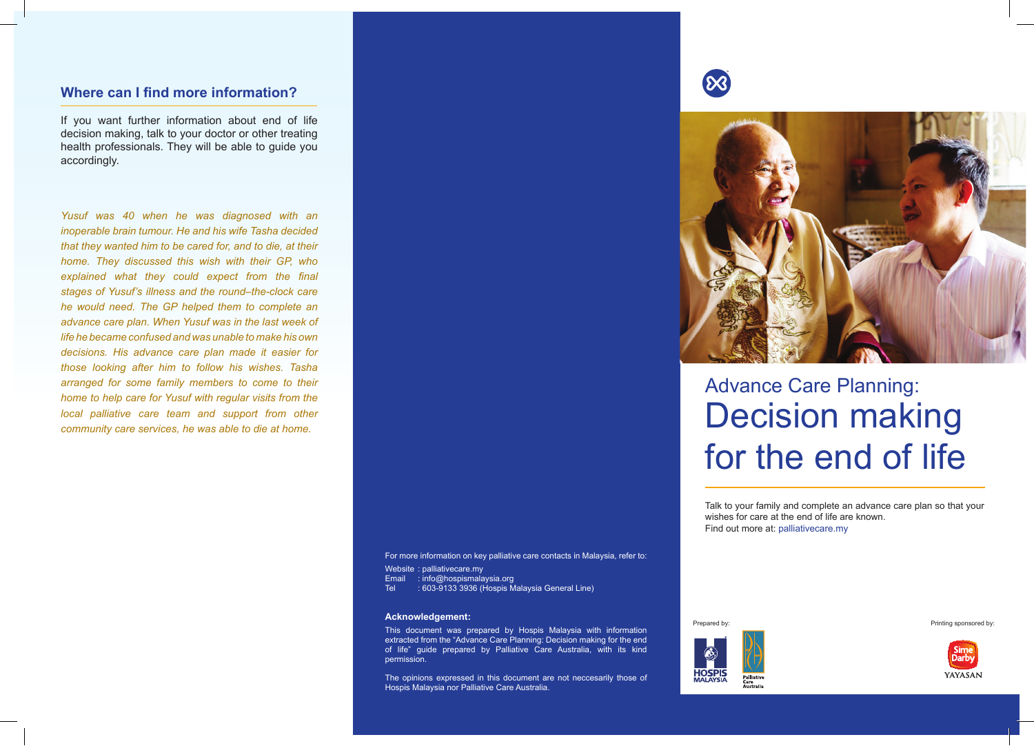## Where can I find more information?

If you want further information about end of life decision making, talk to your doctor or other treating health professionals. They will be able to guide you accordingly.

*Yusuf was 40 when he was diagnosed with an inoperable brain tumour. He and his wife Tasha decided that they wanted him to be cared for, and to die, at their home. They discussed this wish with their GP, who explained what they could expect from the final stages of Yusuf's illness and the round–the-clock care he would need. The GP helped them to complete an advance care plan. When Yusuf was in the last week of life he became confused and was unable to make his own decisions. His advance care plan made it easier for those looking after him to follow his wishes. Tasha arranged for some family members to come to their home to help care for Yusuf with regular visits from the local palliative care team and support from other community care services, he was able to die at home.*

For more information on key palliative care contacts in Malaysia, refer to:

Website : palliativecare.my
Email : info@hospismalaysia.org
Tel : 603-9133 3936 (Hospis Malaysia General Line)

**Acknowledgement:**

This document was prepared by Hospis Malaysia with information extracted from the "Advance Care Planning: Decision making for the end of life" guide prepared by Palliative Care Australia, with its kind permission.

The opinions expressed in this document are not neccesarily those of Hospis Malaysia nor Palliative Care Australia.

# Advance Care Planning: Decision making for the end of life

Talk to your family and complete an advance care plan so that your wishes for care at the end of life are known.
Find out more at: palliativecare.my

Prepared by: HOSPIS MALAYSIA, Palliative Care Australia

Printing sponsored by: Sime Darby YAYASAN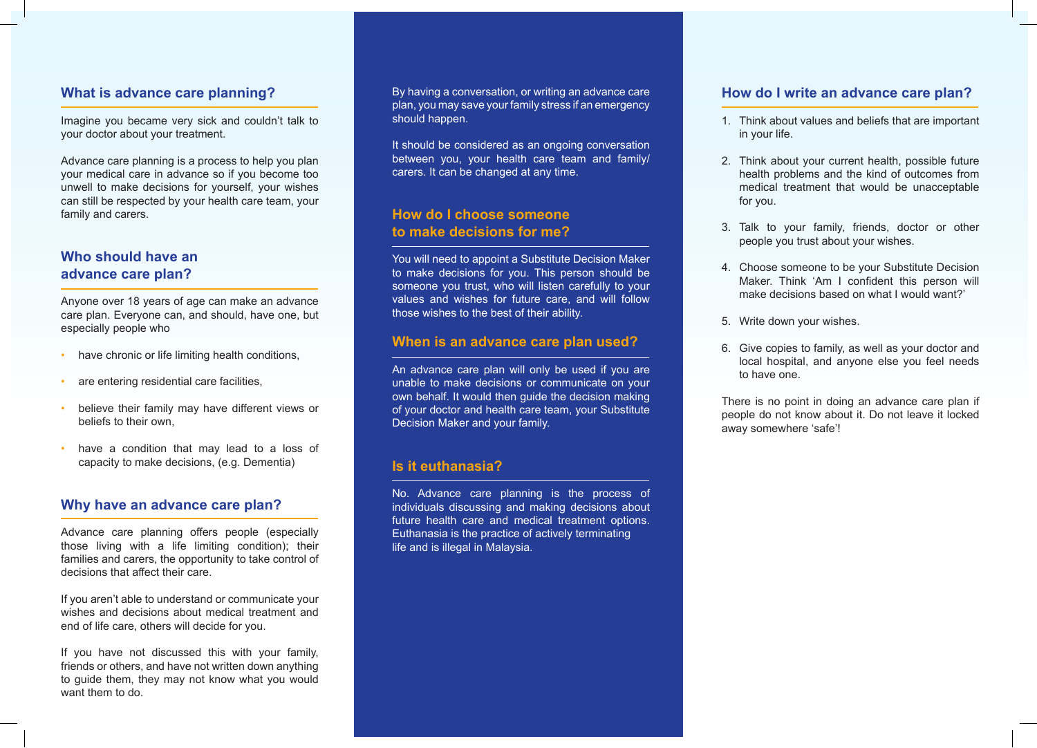## What is advance care planning?

Imagine you became very sick and couldn't talk to your doctor about your treatment.

Advance care planning is a process to help you plan your medical care in advance so if you become too unwell to make decisions for yourself, your wishes can still be respected by your health care team, your family and carers.

## Who should have an advance care plan?

Anyone over 18 years of age can make an advance care plan. Everyone can, and should, have one, but especially people who

- have chronic or life limiting health conditions,
- are entering residential care facilities,
- believe their family may have different views or beliefs to their own,
- have a condition that may lead to a loss of capacity to make decisions, (e.g. Dementia)

## Why have an advance care plan?

Advance care planning offers people (especially those living with a life limiting condition); their families and carers, the opportunity to take control of decisions that affect their care.

If you aren't able to understand or communicate your wishes and decisions about medical treatment and end of life care, others will decide for you.

If you have not discussed this with your family, friends or others, and have not written down anything to guide them, they may not know what you would want them to do.

By having a conversation, or writing an advance care plan, you may save your family stress if an emergency should happen.

It should be considered as an ongoing conversation between you, your health care team and family/carers. It can be changed at any time.

## How do I choose someone to make decisions for me?

You will need to appoint a Substitute Decision Maker to make decisions for you. This person should be someone you trust, who will listen carefully to your values and wishes for future care, and will follow those wishes to the best of their ability.

## When is an advance care plan used?

An advance care plan will only be used if you are unable to make decisions or communicate on your own behalf. It would then guide the decision making of your doctor and health care team, your Substitute Decision Maker and your family.

## Is it euthanasia?

No. Advance care planning is the process of individuals discussing and making decisions about future health care and medical treatment options. Euthanasia is the practice of actively terminating life and is illegal in Malaysia.

## How do I write an advance care plan?

1. Think about values and beliefs that are important in your life.
2. Think about your current health, possible future health problems and the kind of outcomes from medical treatment that would be unacceptable for you.
3. Talk to your family, friends, doctor or other people you trust about your wishes.
4. Choose someone to be your Substitute Decision Maker. Think 'Am I confident this person will make decisions based on what I would want?'
5. Write down your wishes.
6. Give copies to family, as well as your doctor and local hospital, and anyone else you feel needs to have one.

There is no point in doing an advance care plan if people do not know about it. Do not leave it locked away somewhere 'safe'!